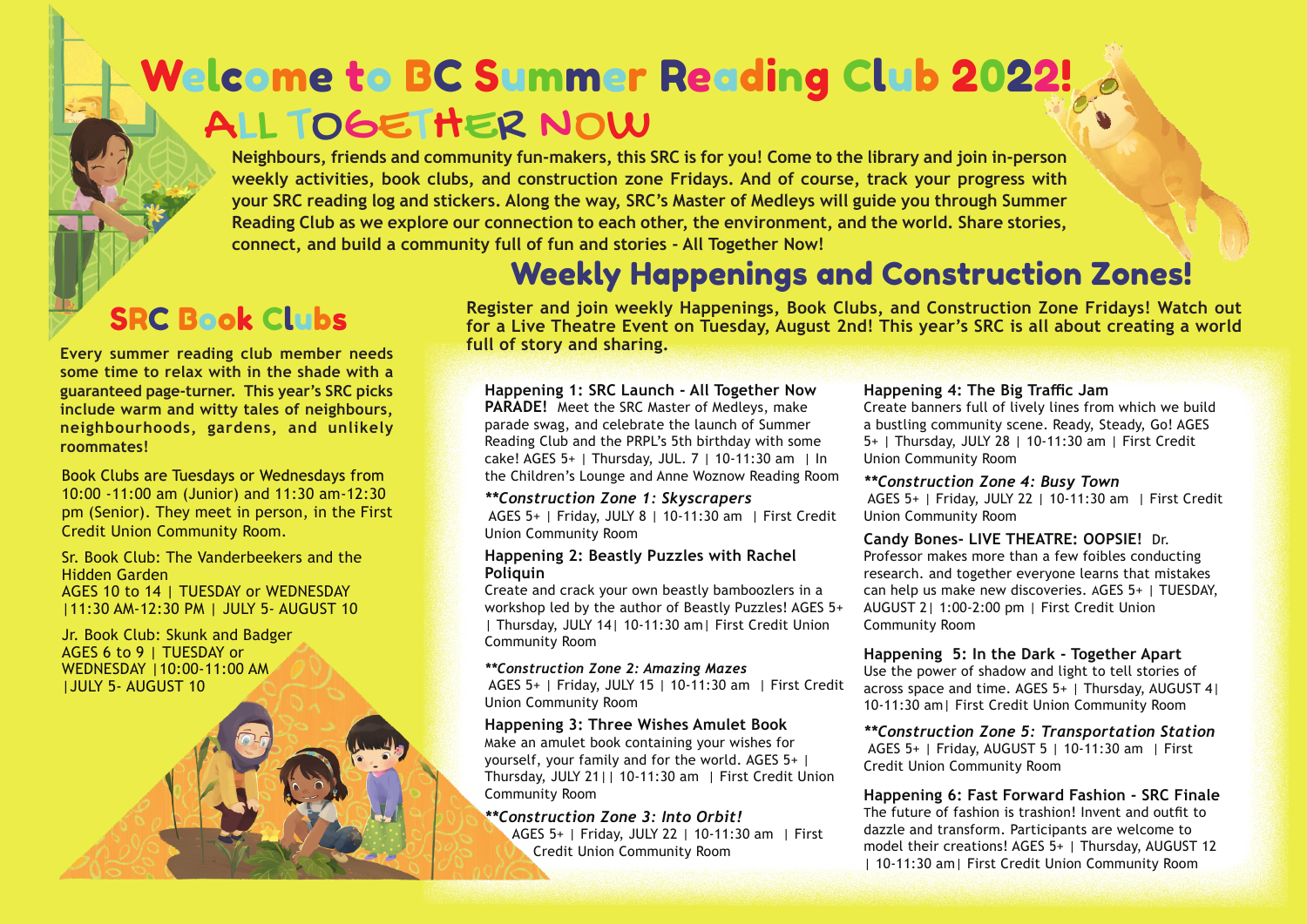# Welcome to BC Summer Reading Club 2022!

## ALL TOGETHER NOW

**Neighbours, friends and community fun-makers, this SRC is for you! Come to the library and join in-person weekly activities, book clubs, and construction zone Fridays. And of course, track your progress with your SRC reading log and stickers. Along the way, SRC's Master of Medleys will guide you through Summer Reading Club as we explore our connection to each other, the environment, and the world. Share stories, connect, and build a community full of fun and stories - All Together Now!**

## SRC Book Clubs

**Every summer reading club member needs some time to relax with in the shade with a guaranteed page-turner. This year's SRC picks include warm and witty tales of neighbours, neighbourhoods, gardens, and unlikely roommates!**

Book Clubs are Tuesdays or Wednesdays from 10:00 -11:00 am (Junior) and 11:30 am-12:30 pm (Senior). They meet in person, in the First Credit Union Community Room.

Sr. Book Club: The Vanderbeekers and the Hidden Garden
AGES 10 to 14 | TUESDAY or WEDNESDAY |11:30 AM-12:30 PM | JULY 5- AUGUST 10

Jr. Book Club: Skunk and Badger
AGES 6 to 9 | TUESDAY or WEDNESDAY |10:00-11:00 AM |JULY 5- AUGUST 10

## Weekly Happenings and Construction Zones!

**Register and join weekly Happenings, Book Clubs, and Construction Zone Fridays! Watch out for a Live Theatre Event on Tuesday, August 2nd! This year's SRC is all about creating a world full of story and sharing.**

**Happening 1: SRC Launch - All Together Now PARADE!** Meet the SRC Master of Medleys, make parade swag, and celebrate the launch of Summer Reading Club and the PRPL's 5th birthday with some cake! AGES 5+ | Thursday, JUL. 7 | 10-11:30 am | In the Children's Lounge and Anne Woznow Reading Room

***\*\*Construction Zone 1: Skyscrapers***
AGES 5+ | Friday, JULY 8 | 10-11:30 am | First Credit Union Community Room

**Happening 2: Beastly Puzzles with Rachel Poliquin**
Create and crack your own beastly bamboozlers in a workshop led by the author of Beastly Puzzles! AGES 5+ | Thursday, JULY 14| 10-11:30 am| First Credit Union Community Room

***\*\*Construction Zone 2: Amazing Mazes***
AGES 5+ | Friday, JULY 15 | 10-11:30 am | First Credit Union Community Room

**Happening 3: Three Wishes Amulet Book**
Make an amulet book containing your wishes for yourself, your family and for the world. AGES 5+ | Thursday, JULY 21|| 10-11:30 am | First Credit Union Community Room

***\*\*Construction Zone 3: Into Orbit!***
AGES 5+ | Friday, JULY 22 | 10-11:30 am | First Credit Union Community Room

**Happening 4: The Big Traffic Jam**
Create banners full of lively lines from which we build a bustling community scene. Ready, Steady, Go! AGES 5+ | Thursday, JULY 28 | 10-11:30 am | First Credit Union Community Room

***\*\*Construction Zone 4: Busy Town***
AGES 5+ | Friday, JULY 22 | 10-11:30 am | First Credit Union Community Room

**Candy Bones- LIVE THEATRE: OOPSIE!** Dr. Professor makes more than a few foibles conducting research. and together everyone learns that mistakes can help us make new discoveries. AGES 5+ | TUESDAY, AUGUST 2| 1:00-2:00 pm | First Credit Union Community Room

**Happening 5: In the Dark - Together Apart**
Use the power of shadow and light to tell stories of across space and time. AGES 5+ | Thursday, AUGUST 4| 10-11:30 am| First Credit Union Community Room

***\*\*Construction Zone 5: Transportation Station***
AGES 5+ | Friday, AUGUST 5 | 10-11:30 am | First Credit Union Community Room

**Happening 6: Fast Forward Fashion - SRC Finale**
The future of fashion is trashion! Invent and outfit to dazzle and transform. Participants are welcome to model their creations! AGES 5+ | Thursday, AUGUST 12 | 10-11:30 am| First Credit Union Community Room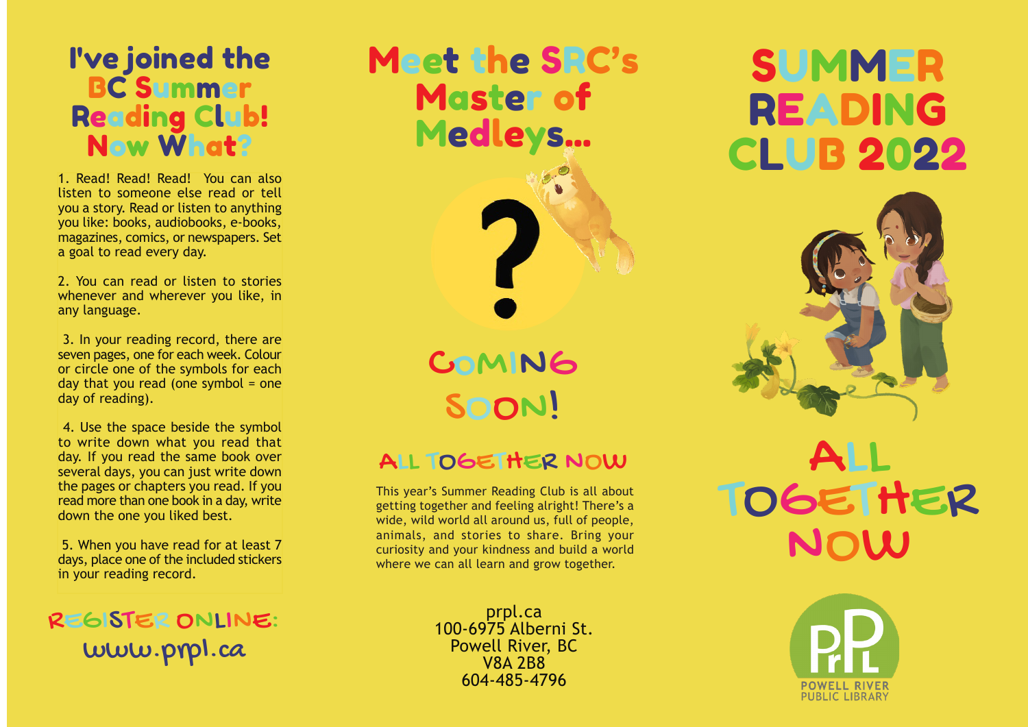# I've joined the BC Summer Reading Club! Now What?

1. Read! Read! Read! You can also listen to someone else read or tell you a story. Read or listen to anything you like: books, audiobooks, e-books, magazines, comics, or newspapers. Set a goal to read every day.

2. You can read or listen to stories whenever and wherever you like, in any language.

3. In your reading record, there are seven pages, one for each week. Colour or circle one of the symbols for each day that you read (one symbol = one day of reading).

4. Use the space beside the symbol to write down what you read that day. If you read the same book over several days, you can just write down the pages or chapters you read. If you read more than one book in a day, write down the one you liked best.

5. When you have read for at least 7 days, place one of the included stickers in your reading record.

## REGISTER ONLINE:

www.prpl.ca

# Meet the SRC's Master of Medleys...

?

## COMING SOON!

## ALL TOGETHER NOW

This year's Summer Reading Club is all about getting together and feeling alright! There's a wide, wild world all around us, full of people, animals, and stories to share. Bring your curiosity and your kindness and build a world where we can all learn and grow together.

prpl.ca
100-6975 Alberni St.
Powell River, BC
V8A 2B8
604-485-4796

# SUMMER READING CLUB 2022

## ALL TOGETHER NOW

PRPL
POWELL RIVER PUBLIC LIBRARY